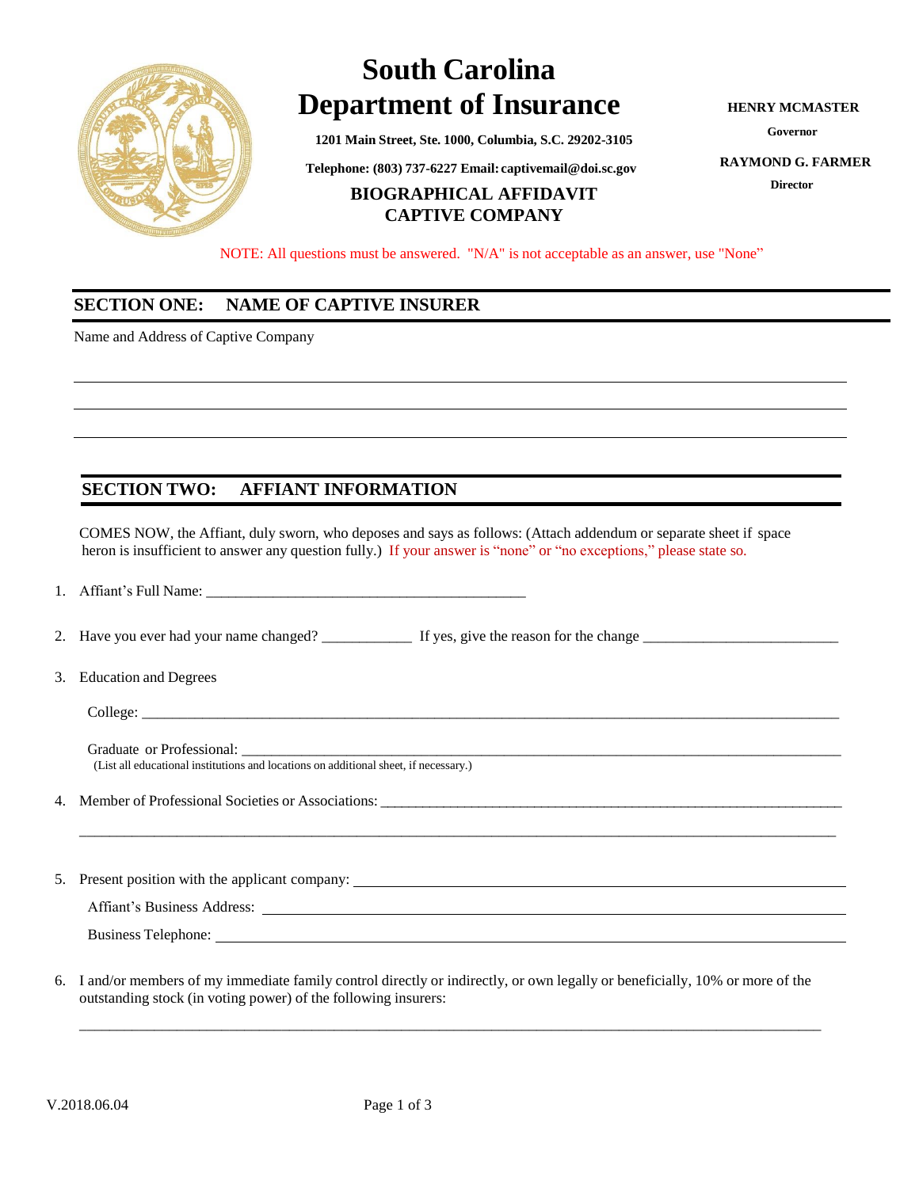# South Carolina Department of Insurance

**1201 Main Street, Ste. 1000, Columbia, S.C. 29202-3105**

**Telephone: (803) 737-6227 Email: captivemail@doi.sc.gov**

**HENRY MCMASTER**
**Governor**

**RAYMOND G. FARMER**
**Director**

## BIOGRAPHICAL AFFIDAVIT CAPTIVE COMPANY

NOTE: All questions must be answered. "N/A" is not acceptable as an answer, use "None"

## SECTION ONE: NAME OF CAPTIVE INSURER

Name and Address of Captive Company

______________________________________________

______________________________________________

______________________________________________

## SECTION TWO: AFFIANT INFORMATION

COMES NOW, the Affiant, duly sworn, who deposes and says as follows: (Attach addendum or separate sheet if space heron is insufficient to answer any question fully.) If your answer is "none" or "no exceptions," please state so.

1. Affiant's Full Name: ______________________________________________

2. Have you ever had your name changed? ____________ If yes, give the reason for the change ___________________________

3. Education and Degrees

   College: ______________________________________________

   Graduate or Professional: ______________________________________________
   (List all educational institutions and locations on additional sheet, if necessary.)

4. Member of Professional Societies or Associations: ______________________________________________

   ______________________________________________

5. Present position with the applicant company: ______________________________________________

   Affiant's Business Address: ______________________________________________

   Business Telephone: ______________________________________________

6. I and/or members of my immediate family control directly or indirectly, or own legally or beneficially, 10% or more of the outstanding stock (in voting power) of the following insurers:

   ______________________________________________

V.2018.06.04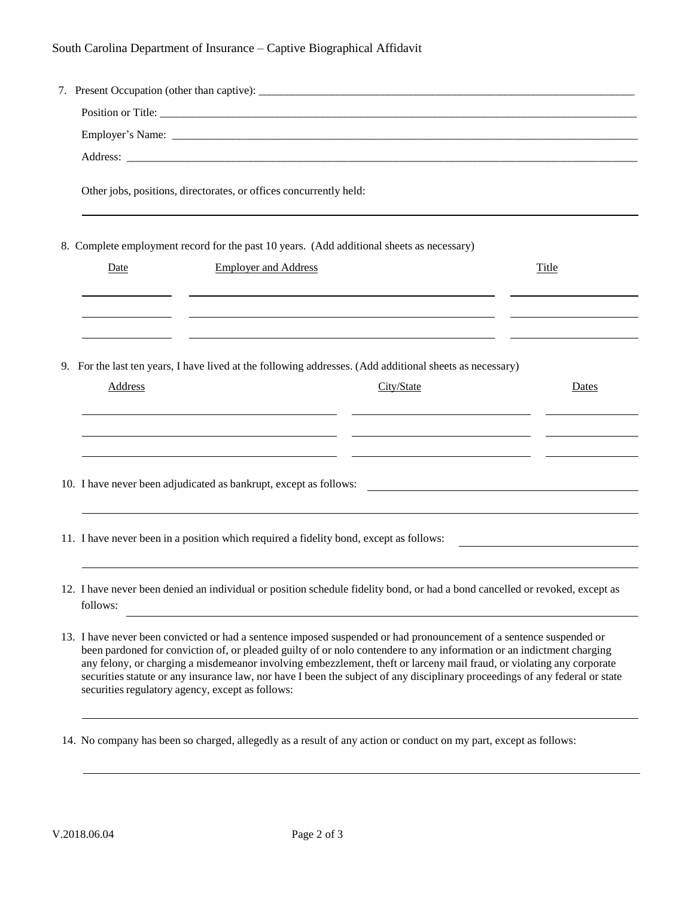7. Present Occupation (other than captive): ______________________________________________

   Position or Title: ______________________________________________

   Employer's Name: ______________________________________________

   Address: ______________________________________________

   Other jobs, positions, directorates, or offices concurrently held:

   ______________________________________________

8. Complete employment record for the past 10 years. (Add additional sheets as necessary)

| Date | Employer and Address | Title |
| --- | --- | --- |
| | | |
| | | |
| | | |

9. For the last ten years, I have lived at the following addresses. (Add additional sheets as necessary)

| Address | City/State | Dates |
| --- | --- | --- |
| | | |
| | | |
| | | |

10. I have never been adjudicated as bankrupt, except as follows: ______________________________________________

    ______________________________________________

11. I have never been in a position which required a fidelity bond, except as follows: ______________________________________________

    ______________________________________________

12. I have never been denied an individual or position schedule fidelity bond, or had a bond cancelled or revoked, except as follows: ______________________________________________

13. I have never been convicted or had a sentence imposed suspended or had pronouncement of a sentence suspended or been pardoned for conviction of, or pleaded guilty of or nolo contendere to any information or an indictment charging any felony, or charging a misdemeanor involving embezzlement, theft or larceny mail fraud, or violating any corporate securities statute or any insurance law, nor have I been the subject of any disciplinary proceedings of any federal or state securities regulatory agency, except as follows:

    ______________________________________________

14. No company has been so charged, allegedly as a result of any action or conduct on my part, except as follows:

    ______________________________________________

V.2018.06.04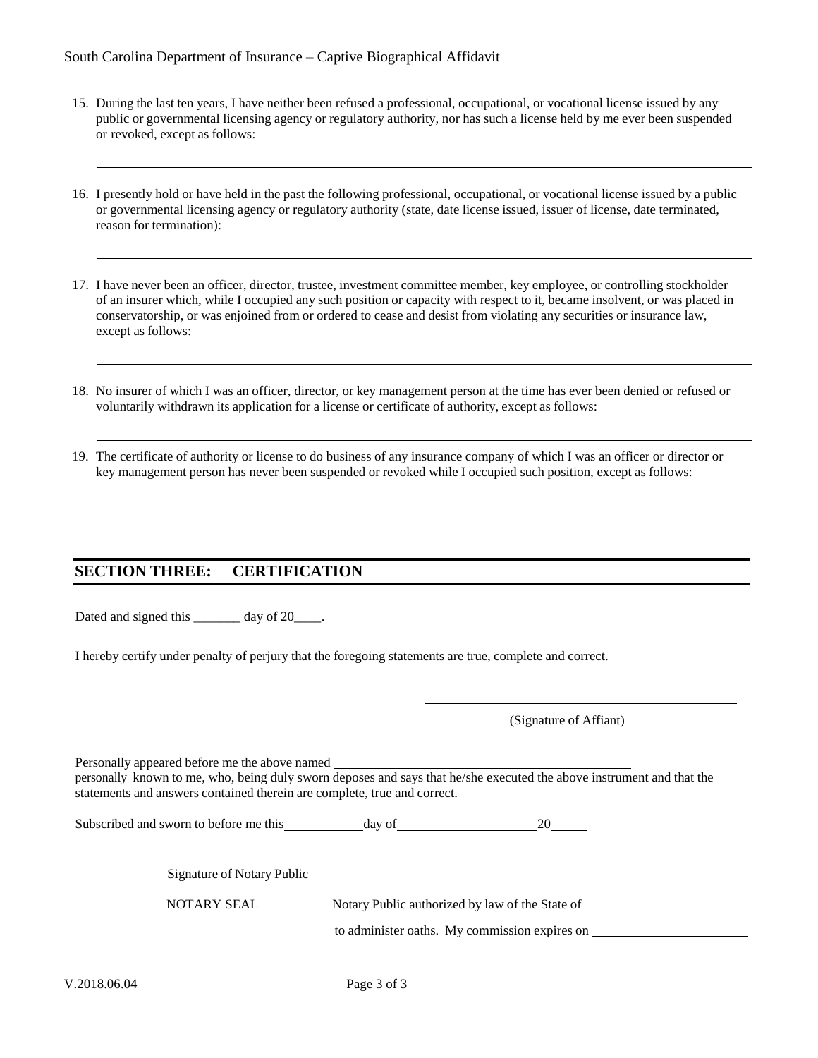15. During the last ten years, I have neither been refused a professional, occupational, or vocational license issued by any public or governmental licensing agency or regulatory authority, nor has such a license held by me ever been suspended or revoked, except as follows:

\_\_\_\_\_\_\_\_\_\_\_\_\_\_\_\_\_\_\_\_\_\_\_\_\_\_\_\_\_\_\_\_\_\_\_\_\_\_\_\_\_\_\_\_\_\_\_\_\_\_\_\_\_\_\_\_\_\_\_\_\_\_\_\_\_\_

16. I presently hold or have held in the past the following professional, occupational, or vocational license issued by a public or governmental licensing agency or regulatory authority (state, date license issued, issuer of license, date terminated, reason for termination):

\_\_\_\_\_\_\_\_\_\_\_\_\_\_\_\_\_\_\_\_\_\_\_\_\_\_\_\_\_\_\_\_\_\_\_\_\_\_\_\_\_\_\_\_\_\_\_\_\_\_\_\_\_\_\_\_\_\_\_\_\_\_\_\_\_\_

17. I have never been an officer, director, trustee, investment committee member, key employee, or controlling stockholder of an insurer which, while I occupied any such position or capacity with respect to it, became insolvent, or was placed in conservatorship, or was enjoined from or ordered to cease and desist from violating any securities or insurance law, except as follows:

\_\_\_\_\_\_\_\_\_\_\_\_\_\_\_\_\_\_\_\_\_\_\_\_\_\_\_\_\_\_\_\_\_\_\_\_\_\_\_\_\_\_\_\_\_\_\_\_\_\_\_\_\_\_\_\_\_\_\_\_\_\_\_\_\_\_

18. No insurer of which I was an officer, director, or key management person at the time has ever been denied or refused or voluntarily withdrawn its application for a license or certificate of authority, except as follows:

\_\_\_\_\_\_\_\_\_\_\_\_\_\_\_\_\_\_\_\_\_\_\_\_\_\_\_\_\_\_\_\_\_\_\_\_\_\_\_\_\_\_\_\_\_\_\_\_\_\_\_\_\_\_\_\_\_\_\_\_\_\_\_\_\_\_

19. The certificate of authority or license to do business of any insurance company of which I was an officer or director or key management person has never been suspended or revoked while I occupied such position, except as follows:

\_\_\_\_\_\_\_\_\_\_\_\_\_\_\_\_\_\_\_\_\_\_\_\_\_\_\_\_\_\_\_\_\_\_\_\_\_\_\_\_\_\_\_\_\_\_\_\_\_\_\_\_\_\_\_\_\_\_\_\_\_\_\_\_\_\_

## SECTION THREE: CERTIFICATION

Dated and signed this \_\_\_\_\_\_\_ day of 20\_\_\_\_.

I hereby certify under penalty of perjury that the foregoing statements are true, complete and correct.

\_\_\_\_\_\_\_\_\_\_\_\_\_\_\_\_\_\_\_\_\_\_\_\_\_\_\_\_\_\_\_\_\_\_\_\_

(Signature of Affiant)

Personally appeared before me the above named \_\_\_\_\_\_\_\_\_\_\_\_\_\_\_\_\_\_\_\_\_\_\_\_\_\_\_\_\_\_\_\_\_\_\_\_ personally known to me, who, being duly sworn deposes and says that he/she executed the above instrument and that the statements and answers contained therein are complete, true and correct.

Subscribed and sworn to before me this \_\_\_\_\_\_\_\_\_\_ day of \_\_\_\_\_\_\_\_\_\_\_\_\_\_\_\_\_\_ 20\_\_\_\_\_

Signature of Notary Public \_\_\_\_\_\_\_\_\_\_\_\_\_\_\_\_\_\_\_\_\_\_\_\_\_\_\_\_\_\_\_\_\_\_\_\_\_\_\_\_\_\_\_\_\_\_\_\_\_\_

NOTARY SEAL

Notary Public authorized by law of the State of \_\_\_\_\_\_\_\_\_\_\_\_\_\_\_\_\_\_\_\_\_\_

to administer oaths. My commission expires on \_\_\_\_\_\_\_\_\_\_\_\_\_\_\_\_\_\_\_\_\_\_

V.2018.06.04